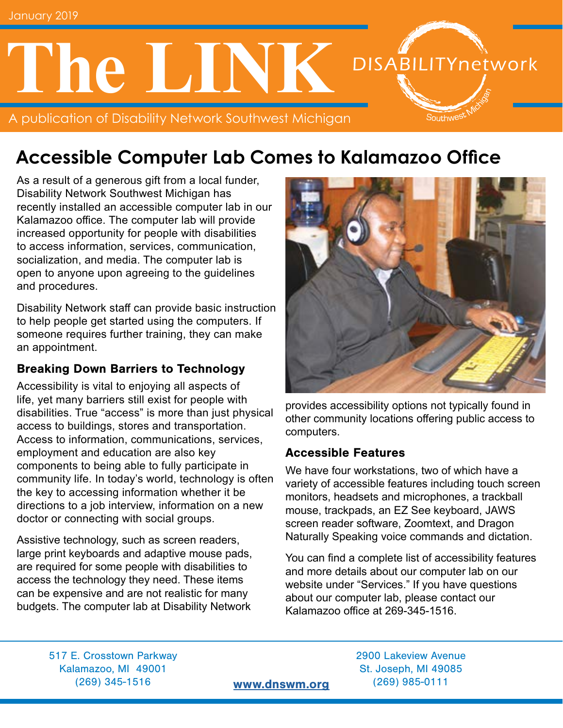January 2019

# The LINK

A publication of Disability Network Southwest Michigan

DISABILITYnetwork Southwest Michigan

## Accessible Computer Lab Comes to Kalamazoo Office

As a result of a generous gift from a local funder, Disability Network Southwest Michigan has recently installed an accessible computer lab in our Kalamazoo office. The computer lab will provide increased opportunity for people with disabilities to access information, services, communication, socialization, and media. The computer lab is open to anyone upon agreeing to the guidelines and procedures.

Disability Network staff can provide basic instruction to help people get started using the computers. If someone requires further training, they can make an appointment.

### Breaking Down Barriers to Technology

Accessibility is vital to enjoying all aspects of life, yet many barriers still exist for people with disabilities. True "access" is more than just physical access to buildings, stores and transportation. Access to information, communications, services, employment and education are also key components to being able to fully participate in community life. In today's world, technology is often the key to accessing information whether it be directions to a job interview, information on a new doctor or connecting with social groups.

Assistive technology, such as screen readers, large print keyboards and adaptive mouse pads, are required for some people with disabilities to access the technology they need. These items can be expensive and are not realistic for many budgets. The computer lab at Disability Network provides accessibility options not typically found in other community locations offering public access to computers.

### Accessible Features

We have four workstations, two of which have a variety of accessible features including touch screen monitors, headsets and microphones, a trackball mouse, trackpads, an EZ See keyboard, JAWS screen reader software, Zoomtext, and Dragon Naturally Speaking voice commands and dictation.

You can find a complete list of accessibility features and more details about our computer lab on our website under "Services." If you have questions about our computer lab, please contact our Kalamazoo office at 269-345-1516.

---

517 E. Crosstown Parkway
Kalamazoo, MI 49001
(269) 345-1516

www.dnswm.org

2900 Lakeview Avenue
St. Joseph, MI 49085
(269) 985-0111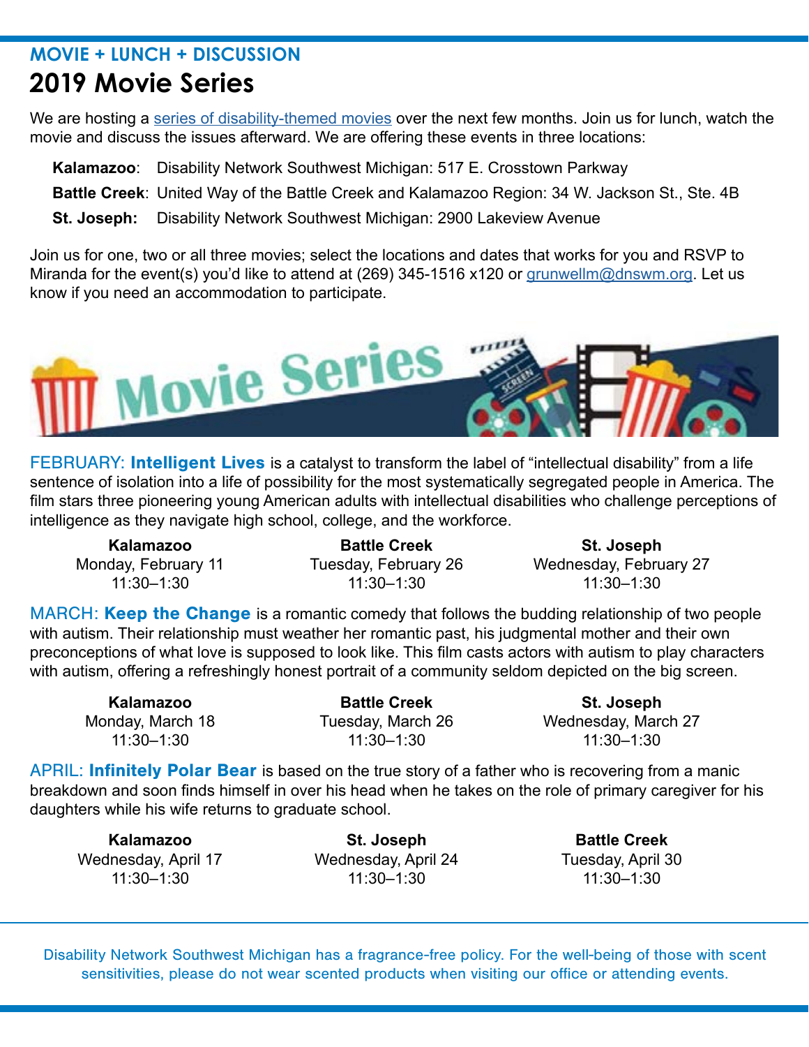**MOVIE + LUNCH + DISCUSSION**

# 2019 Movie Series

We are hosting a series of disability-themed movies over the next few months. Join us for lunch, watch the movie and discuss the issues afterward. We are offering these events in three locations:

- **Kalamazoo**: Disability Network Southwest Michigan: 517 E. Crosstown Parkway
- **Battle Creek**: United Way of the Battle Creek and Kalamazoo Region: 34 W. Jackson St., Ste. 4B
- **St. Joseph:** Disability Network Southwest Michigan: 2900 Lakeview Avenue

Join us for one, two or all three movies; select the locations and dates that works for you and RSVP to Miranda for the event(s) you'd like to attend at (269) 345-1516 x120 or grunwellm@dnswm.org. Let us know if you need an accommodation to participate.

FEBRUARY: **Intelligent Lives** is a catalyst to transform the label of "intellectual disability" from a life sentence of isolation into a life of possibility for the most systematically segregated people in America. The film stars three pioneering young American adults with intellectual disabilities who challenge perceptions of intelligence as they navigate high school, college, and the workforce.

| Kalamazoo | Battle Creek | St. Joseph |
|---|---|---|
| Monday, February 11 | Tuesday, February 26 | Wednesday, February 27 |
| 11:30–1:30 | 11:30–1:30 | 11:30–1:30 |

MARCH: **Keep the Change** is a romantic comedy that follows the budding relationship of two people with autism. Their relationship must weather her romantic past, his judgmental mother and their own preconceptions of what love is supposed to look like. This film casts actors with autism to play characters with autism, offering a refreshingly honest portrait of a community seldom depicted on the big screen.

| Kalamazoo | Battle Creek | St. Joseph |
|---|---|---|
| Monday, March 18 | Tuesday, March 26 | Wednesday, March 27 |
| 11:30–1:30 | 11:30–1:30 | 11:30–1:30 |

APRIL: **Infinitely Polar Bear** is based on the true story of a father who is recovering from a manic breakdown and soon finds himself in over his head when he takes on the role of primary caregiver for his daughters while his wife returns to graduate school.

| Kalamazoo | St. Joseph | Battle Creek |
|---|---|---|
| Wednesday, April 17 | Wednesday, April 24 | Tuesday, April 30 |
| 11:30–1:30 | 11:30–1:30 | 11:30–1:30 |

Disability Network Southwest Michigan has a fragrance-free policy. For the well-being of those with scent sensitivities, please do not wear scented products when visiting our office or attending events.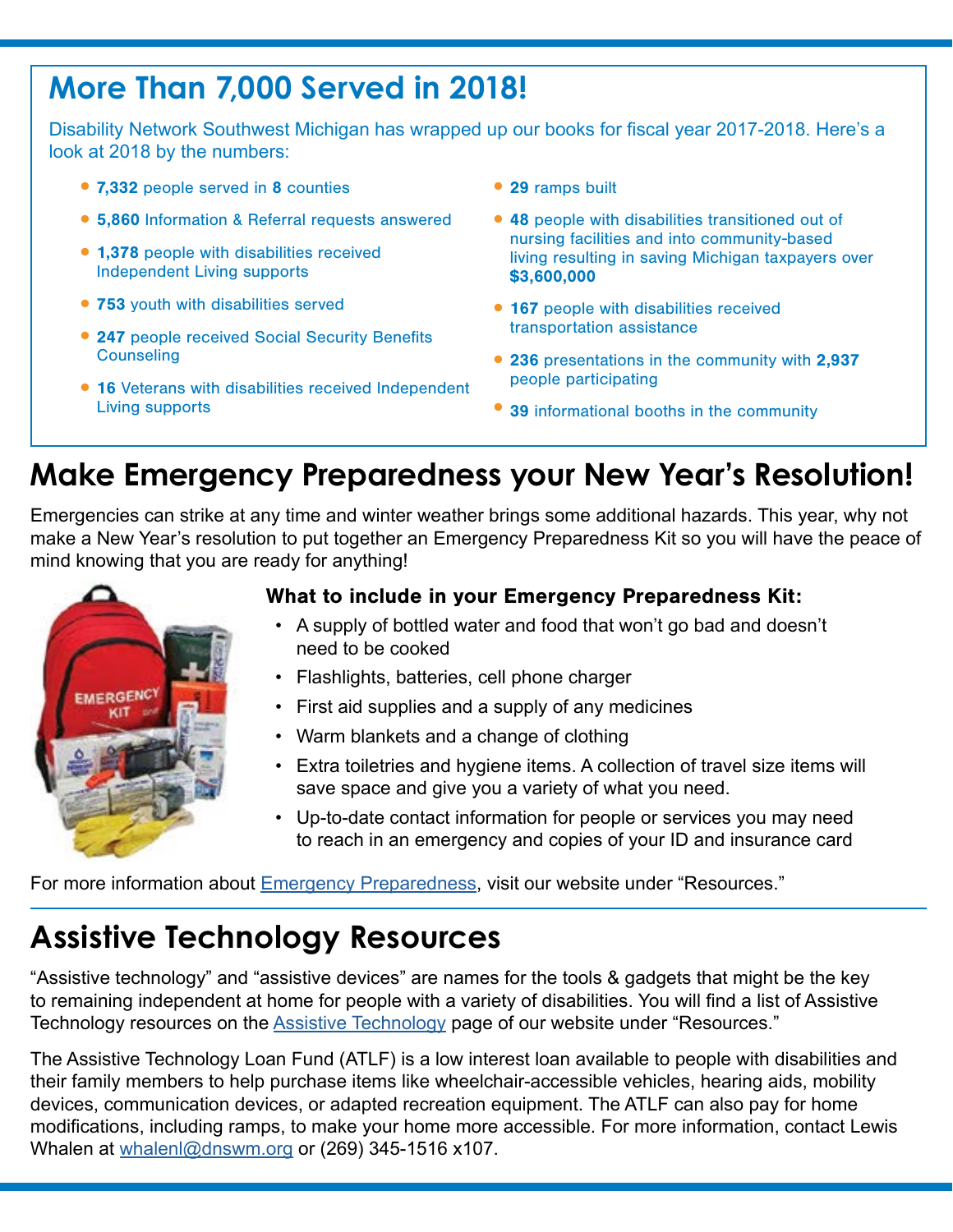## More Than 7,000 Served in 2018!

Disability Network Southwest Michigan has wrapped up our books for fiscal year 2017-2018. Here's a look at 2018 by the numbers:

- **7,332** people served in **8** counties
- **5,860** Information & Referral requests answered
- **1,378** people with disabilities received Independent Living supports
- **753** youth with disabilities served
- **247** people received Social Security Benefits Counseling
- **16** Veterans with disabilities received Independent Living supports
- **29** ramps built
- **48** people with disabilities transitioned out of nursing facilities and into community-based living resulting in saving Michigan taxpayers over **$3,600,000**
- **167** people with disabilities received transportation assistance
- **236** presentations in the community with **2,937** people participating
- **39** informational booths in the community

## Make Emergency Preparedness your New Year's Resolution!

Emergencies can strike at any time and winter weather brings some additional hazards. This year, why not make a New Year's resolution to put together an Emergency Preparedness Kit so you will have the peace of mind knowing that you are ready for anything!

### What to include in your Emergency Preparedness Kit:

- A supply of bottled water and food that won't go bad and doesn't need to be cooked
- Flashlights, batteries, cell phone charger
- First aid supplies and a supply of any medicines
- Warm blankets and a change of clothing
- Extra toiletries and hygiene items. A collection of travel size items will save space and give you a variety of what you need.
- Up-to-date contact information for people or services you may need to reach in an emergency and copies of your ID and insurance card

For more information about Emergency Preparedness, visit our website under "Resources."

## Assistive Technology Resources

"Assistive technology" and "assistive devices" are names for the tools & gadgets that might be the key to remaining independent at home for people with a variety of disabilities. You will find a list of Assistive Technology resources on the Assistive Technology page of our website under "Resources."

The Assistive Technology Loan Fund (ATLF) is a low interest loan available to people with disabilities and their family members to help purchase items like wheelchair-accessible vehicles, hearing aids, mobility devices, communication devices, or adapted recreation equipment. The ATLF can also pay for home modifications, including ramps, to make your home more accessible. For more information, contact Lewis Whalen at whalenl@dnswm.org or (269) 345-1516 x107.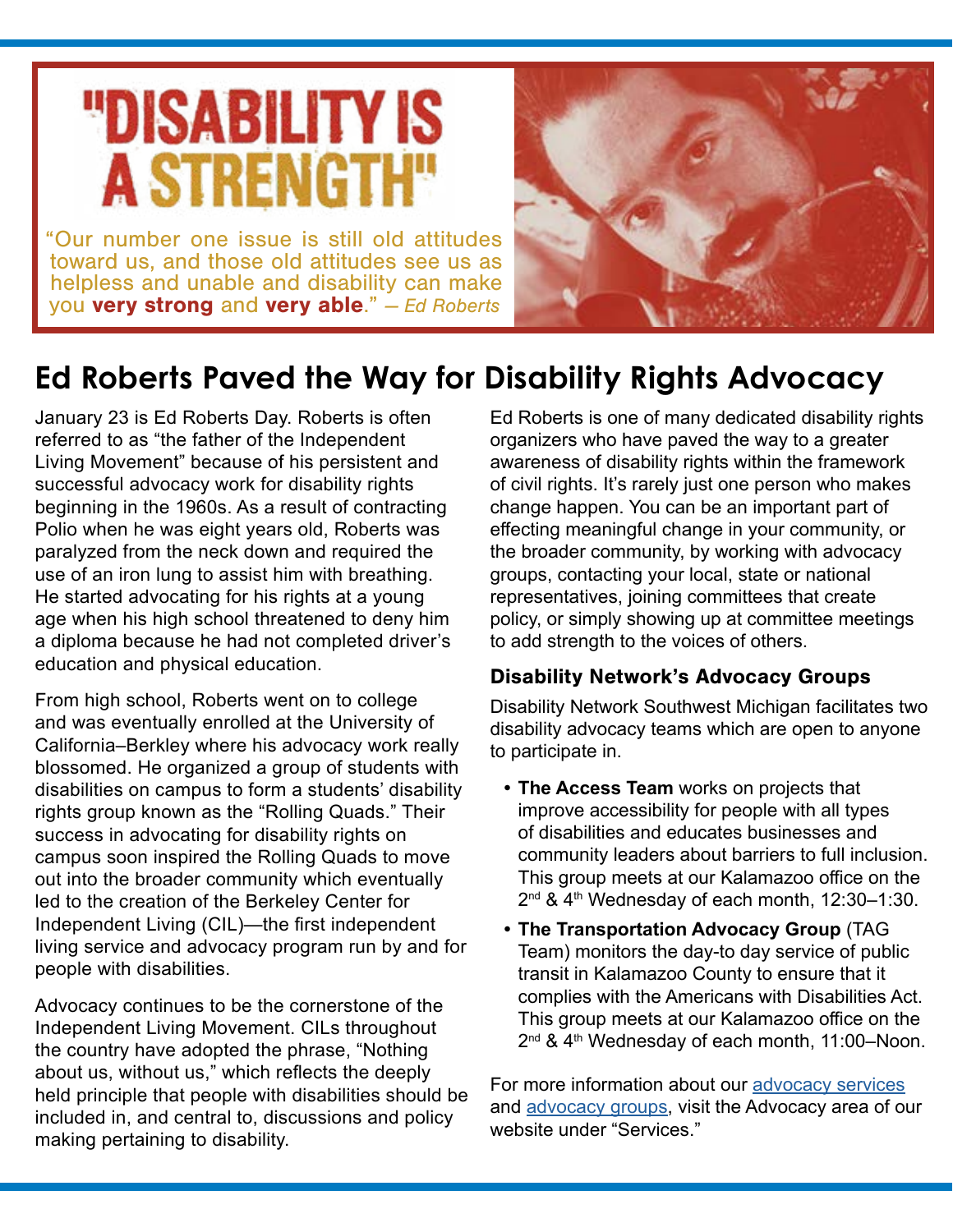# "DISABILITY IS A STRENGTH"

"Our number one issue is still old attitudes toward us, and those old attitudes see us as helpless and unable and disability can make you **very strong** and **very able**." *— Ed Roberts*

## Ed Roberts Paved the Way for Disability Rights Advocacy

January 23 is Ed Roberts Day. Roberts is often referred to as "the father of the Independent Living Movement" because of his persistent and successful advocacy work for disability rights beginning in the 1960s. As a result of contracting Polio when he was eight years old, Roberts was paralyzed from the neck down and required the use of an iron lung to assist him with breathing. He started advocating for his rights at a young age when his high school threatened to deny him a diploma because he had not completed driver's education and physical education.

From high school, Roberts went on to college and was eventually enrolled at the University of California–Berkley where his advocacy work really blossomed. He organized a group of students with disabilities on campus to form a students' disability rights group known as the "Rolling Quads." Their success in advocating for disability rights on campus soon inspired the Rolling Quads to move out into the broader community which eventually led to the creation of the Berkeley Center for Independent Living (CIL)—the first independent living service and advocacy program run by and for people with disabilities.

Advocacy continues to be the cornerstone of the Independent Living Movement. CILs throughout the country have adopted the phrase, "Nothing about us, without us," which reflects the deeply held principle that people with disabilities should be included in, and central to, discussions and policy making pertaining to disability.

Ed Roberts is one of many dedicated disability rights organizers who have paved the way to a greater awareness of disability rights within the framework of civil rights. It's rarely just one person who makes change happen. You can be an important part of effecting meaningful change in your community, or the broader community, by working with advocacy groups, contacting your local, state or national representatives, joining committees that create policy, or simply showing up at committee meetings to add strength to the voices of others.

### Disability Network's Advocacy Groups

Disability Network Southwest Michigan facilitates two disability advocacy teams which are open to anyone to participate in.

- **The Access Team** works on projects that improve accessibility for people with all types of disabilities and educates businesses and community leaders about barriers to full inclusion. This group meets at our Kalamazoo office on the 2nd & 4th Wednesday of each month, 12:30–1:30.
- **The Transportation Advocacy Group** (TAG Team) monitors the day-to day service of public transit in Kalamazoo County to ensure that it complies with the Americans with Disabilities Act. This group meets at our Kalamazoo office on the 2nd & 4th Wednesday of each month, 11:00–Noon.

For more information about our advocacy services and advocacy groups, visit the Advocacy area of our website under "Services."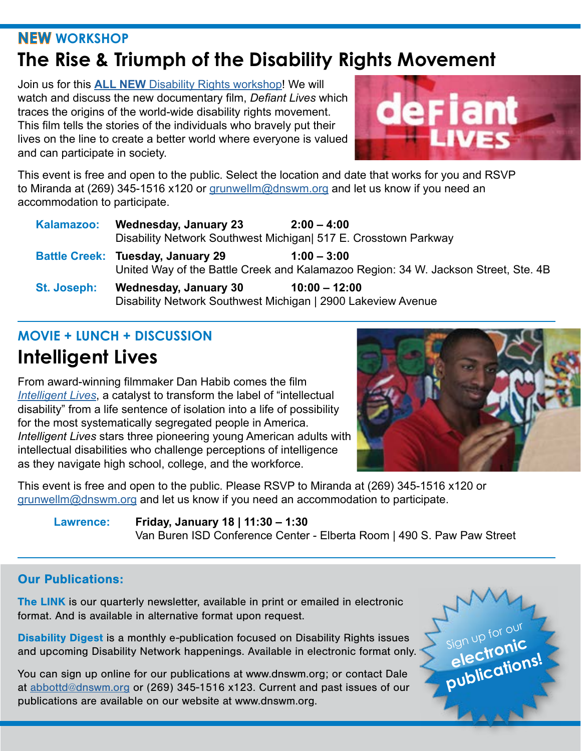**NEW WORKSHOP**

# The Rise & Triumph of the Disability Rights Movement

Join us for this **ALL NEW** Disability Rights workshop! We will watch and discuss the new documentary film, *Defiant Lives* which traces the origins of the world-wide disability rights movement. This film tells the stories of the individuals who bravely put their lives on the line to create a better world where everyone is valued and can participate in society.

This event is free and open to the public. Select the location and date that works for you and RSVP to Miranda at (269) 345-1516 x120 or grunwellm@dnswm.org and let us know if you need an accommodation to participate.

**Kalamazoo:** **Wednesday, January 23** **2:00 – 4:00**
Disability Network Southwest Michigan| 517 E. Crosstown Parkway

**Battle Creek:** **Tuesday, January 29** **1:00 – 3:00**
United Way of the Battle Creek and Kalamazoo Region: 34 W. Jackson Street, Ste. 4B

**St. Joseph:** **Wednesday, January 30** **10:00 – 12:00**
Disability Network Southwest Michigan | 2900 Lakeview Avenue

---

**MOVIE + LUNCH + DISCUSSION**

# Intelligent Lives

From award-winning filmmaker Dan Habib comes the film *Intelligent Lives*, a catalyst to transform the label of "intellectual disability" from a life sentence of isolation into a life of possibility for the most systematically segregated people in America. *Intelligent Lives* stars three pioneering young American adults with intellectual disabilities who challenge perceptions of intelligence as they navigate high school, college, and the workforce.

This event is free and open to the public. Please RSVP to Miranda at (269) 345-1516 x120 or grunwellm@dnswm.org and let us know if you need an accommodation to participate.

**Lawrence:** **Friday, January 18 | 11:30 – 1:30**
Van Buren ISD Conference Center - Elberta Room | 490 S. Paw Paw Street

---

## Our Publications:

**The LINK** is our quarterly newsletter, available in print or emailed in electronic format. And is available in alternative format upon request.

**Disability Digest** is a monthly e-publication focused on Disability Rights issues and upcoming Disability Network happenings. Available in electronic format only.

You can sign up online for our publications at www.dnswm.org; or contact Dale at abbottd@dnswm.org or (269) 345-1516 x123. Current and past issues of our publications are available on our website at www.dnswm.org.

Sign up for our **electronic publications!**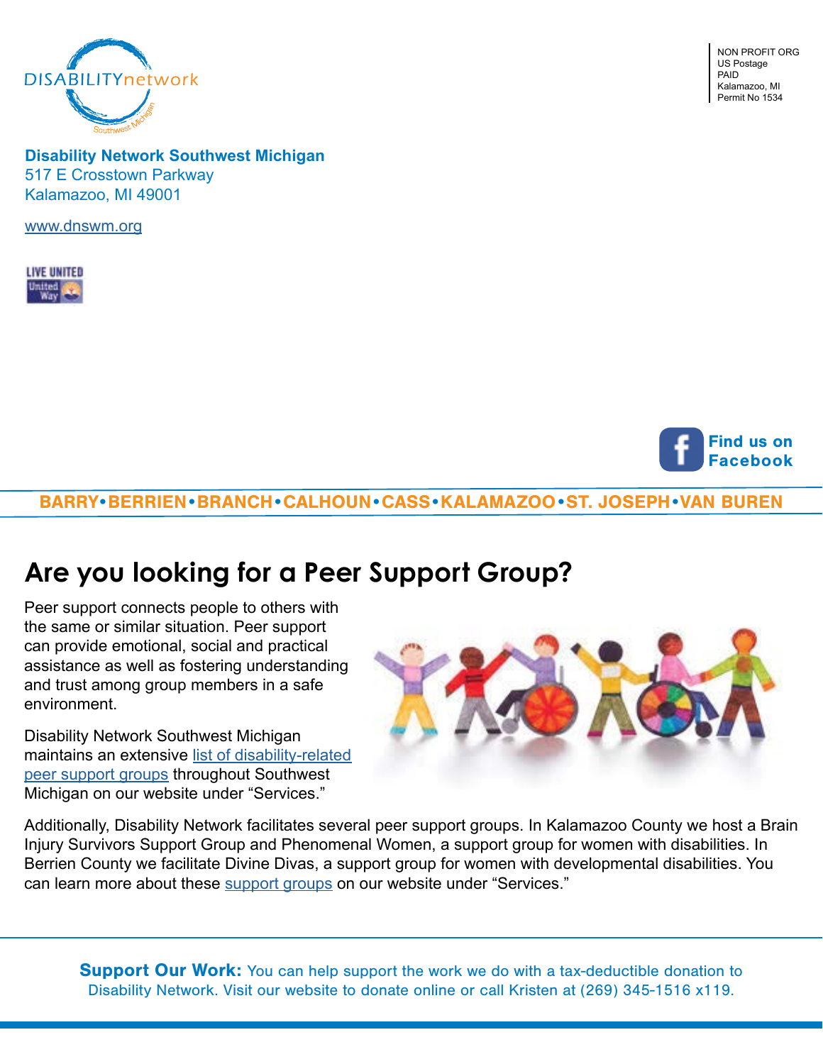DISABILITYnetwork Southwest Michigan

**Disability Network Southwest Michigan**
517 E Crosstown Parkway
Kalamazoo, MI 49001

www.dnswm.org

LIVE UNITED United Way

NON PROFIT ORG
US Postage
PAID
Kalamazoo, MI
Permit No 1534

**Find us on Facebook**

**BARRY•BERRIEN•BRANCH•CALHOUN•CASS•KALAMAZOO•ST. JOSEPH•VAN BUREN**

# Are you looking for a Peer Support Group?

Peer support connects people to others with the same or similar situation. Peer support can provide emotional, social and practical assistance as well as fostering understanding and trust among group members in a safe environment.

Disability Network Southwest Michigan maintains an extensive list of disability-related peer support groups throughout Southwest Michigan on our website under "Services."

Additionally, Disability Network facilitates several peer support groups. In Kalamazoo County we host a Brain Injury Survivors Support Group and Phenomenal Women, a support group for women with disabilities. In Berrien County we facilitate Divine Divas, a support group for women with developmental disabilities. You can learn more about these support groups on our website under "Services."

**Support Our Work:** You can help support the work we do with a tax-deductible donation to Disability Network. Visit our website to donate online or call Kristen at (269) 345-1516 x119.